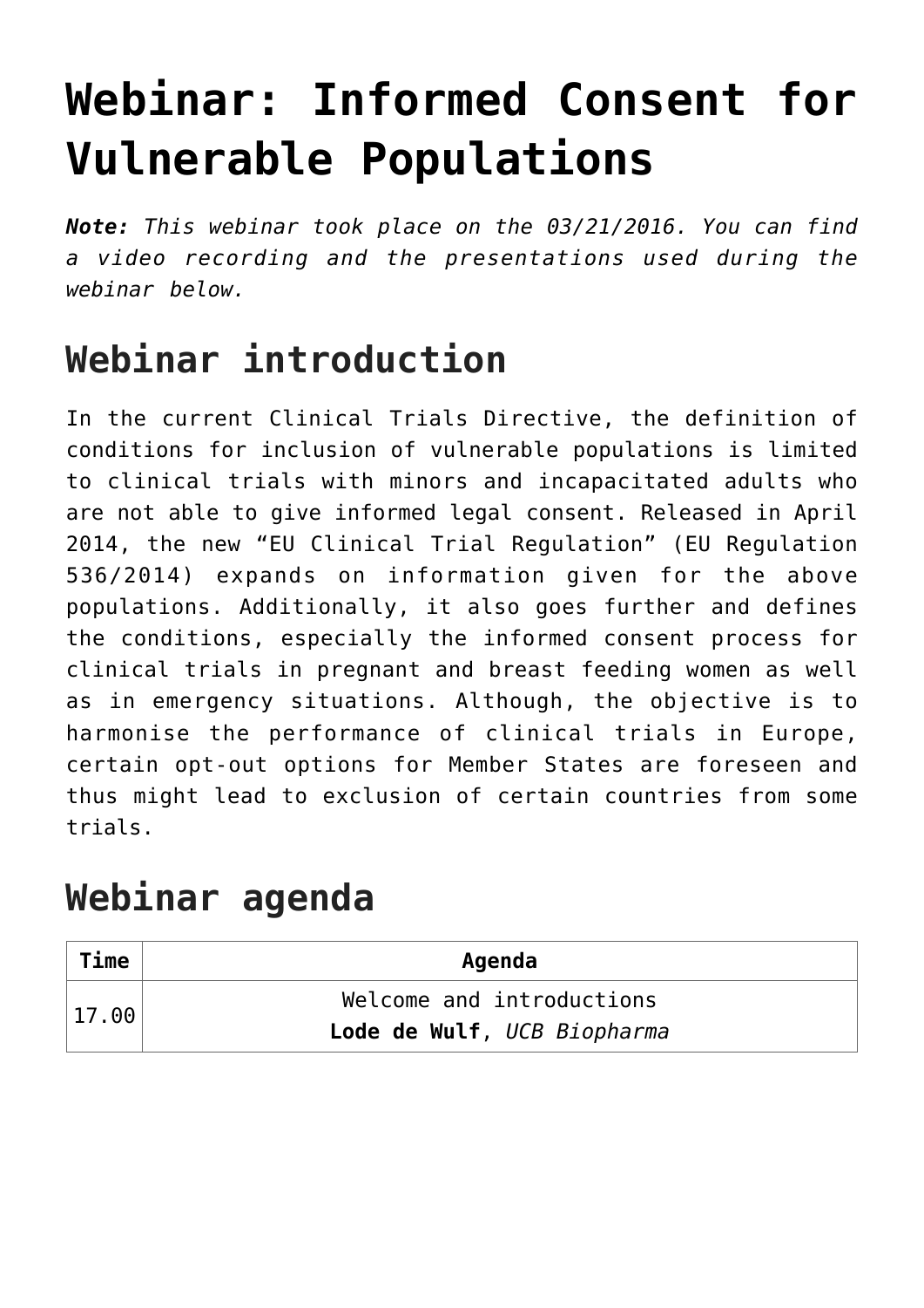# Webinar: Informed Consent for Vulnerable Populations

***Note:*** *This webinar took place on the 03/21/2016. You can find a video recording and the presentations used during the webinar below.*

## Webinar introduction

In the current Clinical Trials Directive, the definition of conditions for inclusion of vulnerable populations is limited to clinical trials with minors and incapacitated adults who are not able to give informed legal consent. Released in April 2014, the new "EU Clinical Trial Regulation" (EU Regulation 536/2014) expands on information given for the above populations. Additionally, it also goes further and defines the conditions, especially the informed consent process for clinical trials in pregnant and breast feeding women as well as in emergency situations. Although, the objective is to harmonise the performance of clinical trials in Europe, certain opt-out options for Member States are foreseen and thus might lead to exclusion of certain countries from some trials.

## Webinar agenda

| Time | Agenda |
|---|---|
| 17.00 | Welcome and introductions<br>**Lode de Wulf**, *UCB Biopharma* |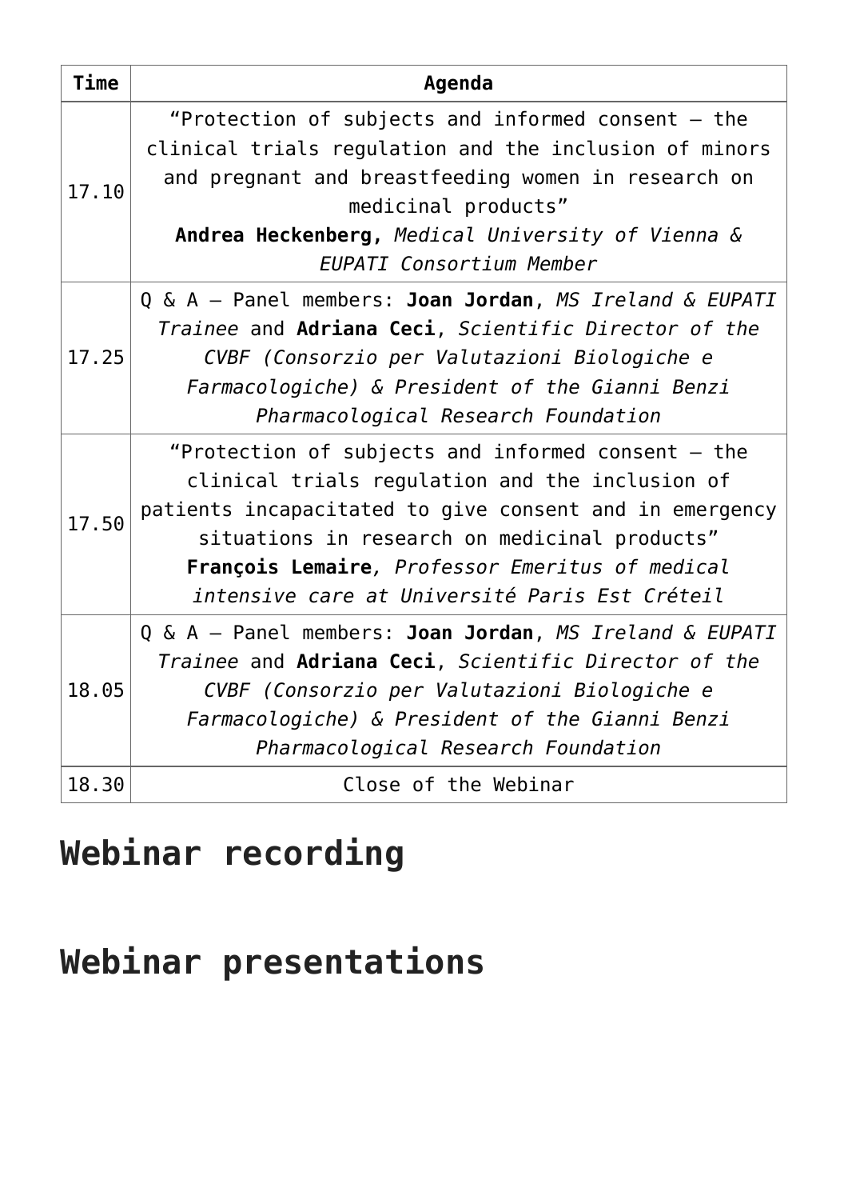| Time | Agenda |
| --- | --- |
| 17.10 | "Protection of subjects and informed consent – the clinical trials regulation and the inclusion of minors and pregnant and breastfeeding women in research on medicinal products" **Andrea Heckenberg,** *Medical University of Vienna & EUPATI Consortium Member* |
| 17.25 | Q & A – Panel members: **Joan Jordan**, *MS Ireland & EUPATI Trainee* and **Adriana Ceci**, *Scientific Director of the CVBF (Consorzio per Valutazioni Biologiche e Farmacologiche) & President of the Gianni Benzi Pharmacological Research Foundation* |
| 17.50 | "Protection of subjects and informed consent – the clinical trials regulation and the inclusion of patients incapacitated to give consent and in emergency situations in research on medicinal products" **François Lemaire**, *Professor Emeritus of medical intensive care at Université Paris Est Créteil* |
| 18.05 | Q & A – Panel members: **Joan Jordan**, *MS Ireland & EUPATI Trainee* and **Adriana Ceci**, *Scientific Director of the CVBF (Consorzio per Valutazioni Biologiche e Farmacologiche) & President of the Gianni Benzi Pharmacological Research Foundation* |
| 18.30 | Close of the Webinar |

## Webinar recording

## Webinar presentations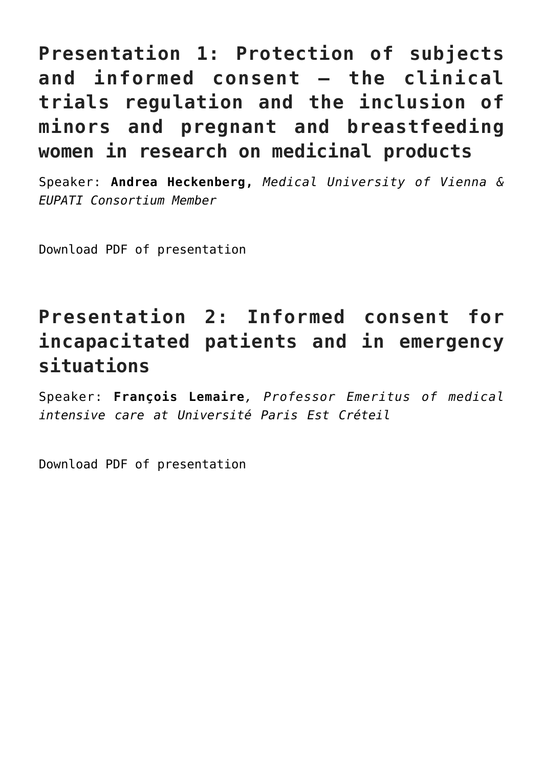## Presentation 1: Protection of subjects and informed consent – the clinical trials regulation and the inclusion of minors and pregnant and breastfeeding women in research on medicinal products

Speaker: **Andrea Heckenberg,** *Medical University of Vienna & EUPATI Consortium Member*

Download PDF of presentation

## Presentation 2: Informed consent for incapacitated patients and in emergency situations

Speaker: **François Lemaire***, Professor Emeritus of medical intensive care at Université Paris Est Créteil*

Download PDF of presentation